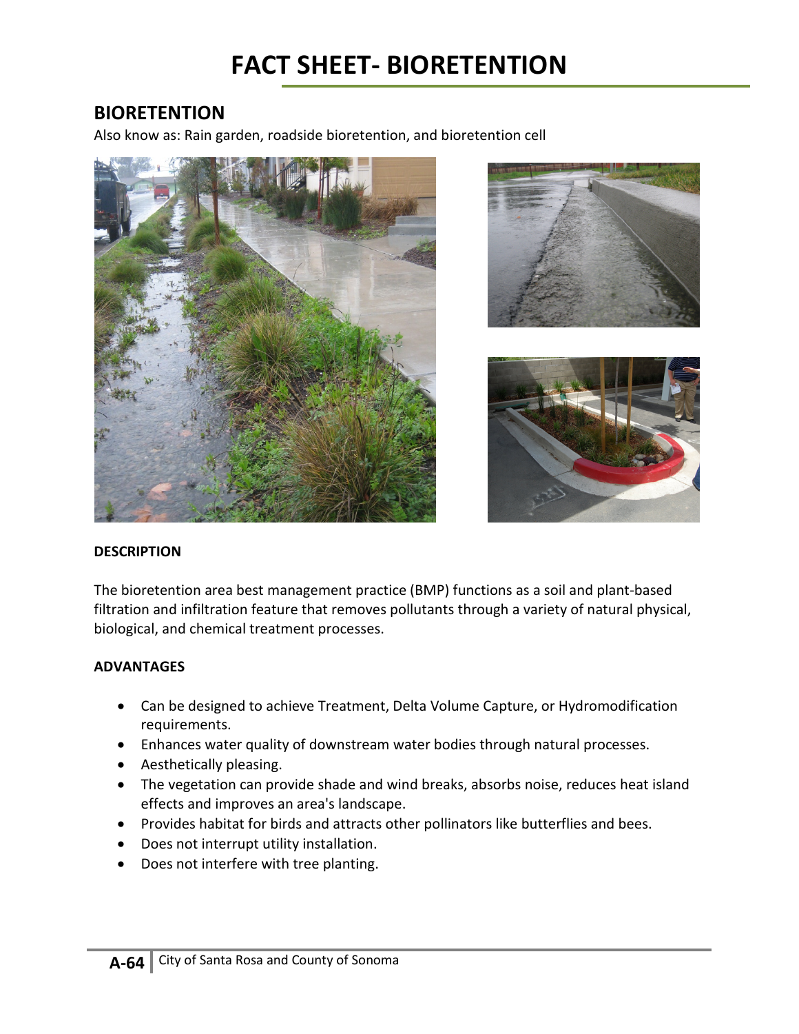# FACT SHEET- BIORETENTION

## BIORETENTION

Also know as: Rain garden, roadside bioretention, and bioretention cell

**DESCRIPTION**

The bioretention area best management practice (BMP) functions as a soil and plant-based filtration and infiltration feature that removes pollutants through a variety of natural physical, biological, and chemical treatment processes.

**ADVANTAGES**

- Can be designed to achieve Treatment, Delta Volume Capture, or Hydromodification requirements.
- Enhances water quality of downstream water bodies through natural processes.
- Aesthetically pleasing.
- The vegetation can provide shade and wind breaks, absorbs noise, reduces heat island effects and improves an area's landscape.
- Provides habitat for birds and attracts other pollinators like butterflies and bees.
- Does not interrupt utility installation.
- Does not interfere with tree planting.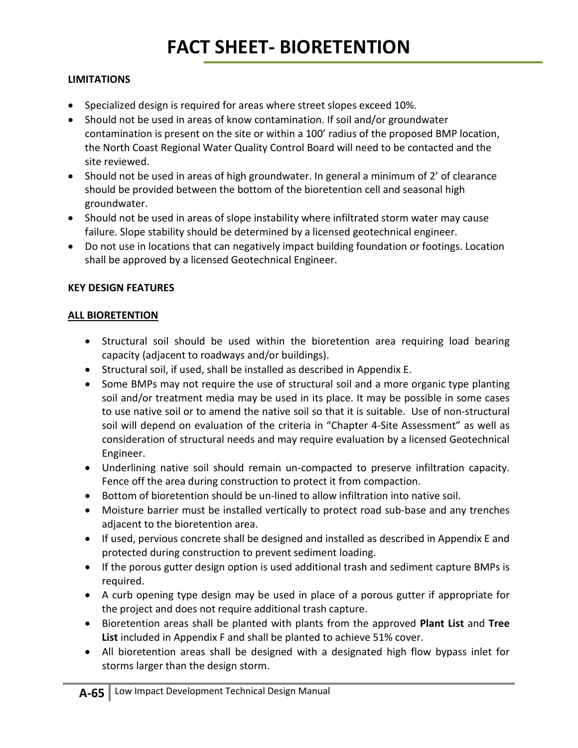# FACT SHEET- BIORETENTION

**LIMITATIONS**

- Specialized design is required for areas where street slopes exceed 10%.
- Should not be used in areas of know contamination. If soil and/or groundwater contamination is present on the site or within a 100' radius of the proposed BMP location, the North Coast Regional Water Quality Control Board will need to be contacted and the site reviewed.
- Should not be used in areas of high groundwater. In general a minimum of 2' of clearance should be provided between the bottom of the bioretention cell and seasonal high groundwater.
- Should not be used in areas of slope instability where infiltrated storm water may cause failure. Slope stability should be determined by a licensed geotechnical engineer.
- Do not use in locations that can negatively impact building foundation or footings. Location shall be approved by a licensed Geotechnical Engineer.

**KEY DESIGN FEATURES**

**ALL BIORETENTION**

- Structural soil should be used within the bioretention area requiring load bearing capacity (adjacent to roadways and/or buildings).
- Structural soil, if used, shall be installed as described in Appendix E.
- Some BMPs may not require the use of structural soil and a more organic type planting soil and/or treatment media may be used in its place. It may be possible in some cases to use native soil or to amend the native soil so that it is suitable. Use of non-structural soil will depend on evaluation of the criteria in "Chapter 4-Site Assessment" as well as consideration of structural needs and may require evaluation by a licensed Geotechnical Engineer.
- Underlining native soil should remain un-compacted to preserve infiltration capacity. Fence off the area during construction to protect it from compaction.
- Bottom of bioretention should be un-lined to allow infiltration into native soil.
- Moisture barrier must be installed vertically to protect road sub-base and any trenches adjacent to the bioretention area.
- If used, pervious concrete shall be designed and installed as described in Appendix E and protected during construction to prevent sediment loading.
- If the porous gutter design option is used additional trash and sediment capture BMPs is required.
- A curb opening type design may be used in place of a porous gutter if appropriate for the project and does not require additional trash capture.
- Bioretention areas shall be planted with plants from the approved **Plant List** and **Tree List** included in Appendix F and shall be planted to achieve 51% cover.
- All bioretention areas shall be designed with a designated high flow bypass inlet for storms larger than the design storm.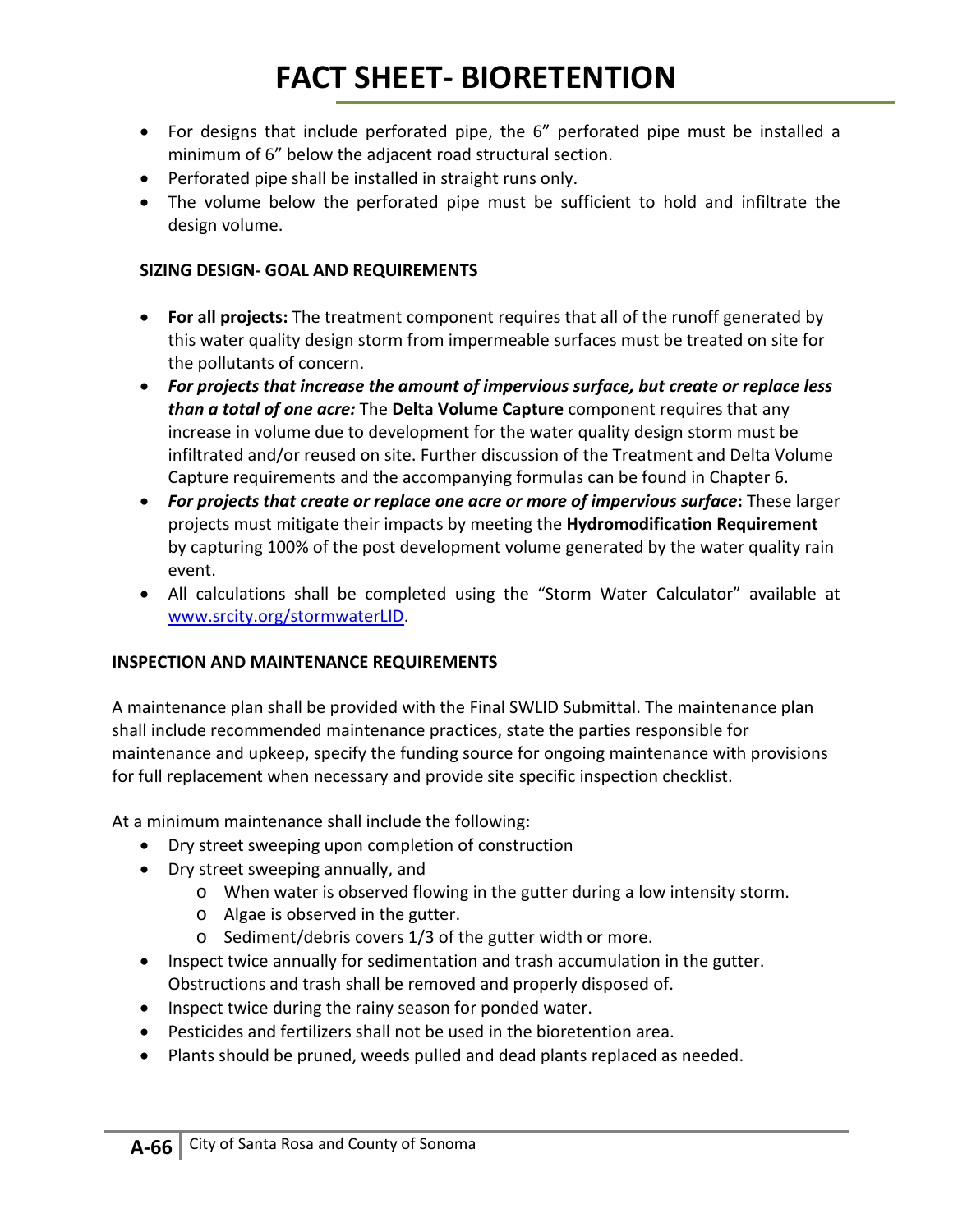# FACT SHEET- BIORETENTION

- For designs that include perforated pipe, the 6" perforated pipe must be installed a minimum of 6" below the adjacent road structural section.
- Perforated pipe shall be installed in straight runs only.
- The volume below the perforated pipe must be sufficient to hold and infiltrate the design volume.

**SIZING DESIGN- GOAL AND REQUIREMENTS**

- **For all projects:** The treatment component requires that all of the runoff generated by this water quality design storm from impermeable surfaces must be treated on site for the pollutants of concern.
- ***For projects that increase the amount of impervious surface, but create or replace less than a total of one acre:*** The **Delta Volume Capture** component requires that any increase in volume due to development for the water quality design storm must be infiltrated and/or reused on site. Further discussion of the Treatment and Delta Volume Capture requirements and the accompanying formulas can be found in Chapter 6.
- ***For projects that create or replace one acre or more of impervious surface*:** These larger projects must mitigate their impacts by meeting the **Hydromodification Requirement** by capturing 100% of the post development volume generated by the water quality rain event.
- All calculations shall be completed using the "Storm Water Calculator" available at www.srcity.org/stormwaterLID.

**INSPECTION AND MAINTENANCE REQUIREMENTS**

A maintenance plan shall be provided with the Final SWLID Submittal. The maintenance plan shall include recommended maintenance practices, state the parties responsible for maintenance and upkeep, specify the funding source for ongoing maintenance with provisions for full replacement when necessary and provide site specific inspection checklist.

At a minimum maintenance shall include the following:

- Dry street sweeping upon completion of construction
- Dry street sweeping annually, and
  - When water is observed flowing in the gutter during a low intensity storm.
  - Algae is observed in the gutter.
  - Sediment/debris covers 1/3 of the gutter width or more.
- Inspect twice annually for sedimentation and trash accumulation in the gutter. Obstructions and trash shall be removed and properly disposed of.
- Inspect twice during the rainy season for ponded water.
- Pesticides and fertilizers shall not be used in the bioretention area.
- Plants should be pruned, weeds pulled and dead plants replaced as needed.